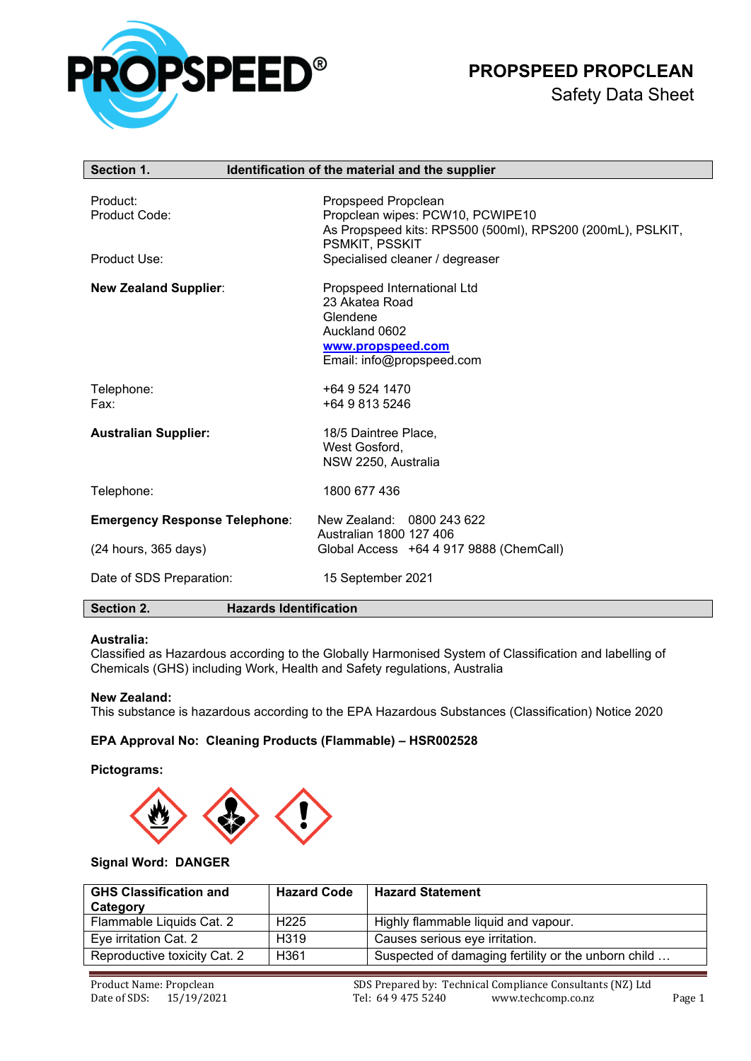# PROPSPEED PROPCLEAN

Safety Data Sheet

## Section 1. Identification of the material and the supplier

| | |
|---|---|
| Product: | Propspeed Propclean |
| Product Code: | Propclean wipes: PCW10, PCWIPE10<br>As Propspeed kits: RPS500 (500ml), RPS200 (200mL), PSLKIT, PSMKIT, PSSKIT |
| Product Use: | Specialised cleaner / degreaser |
| **New Zealand Supplier**: | Propspeed International Ltd<br>23 Akatea Road<br>Glendene<br>Auckland 0602<br>www.propspeed.com<br>Email: info@propspeed.com |
| Telephone: | +64 9 524 1470 |
| Fax: | +64 9 813 5246 |
| **Australian Supplier:** | 18/5 Daintree Place,<br>West Gosford,<br>NSW 2250, Australia |
| Telephone: | 1800 677 436 |
| **Emergency Response Telephone**:<br>(24 hours, 365 days) | New Zealand: 0800 243 622<br>Australian 1800 127 406<br>Global Access +64 4 917 9888 (ChemCall) |
| Date of SDS Preparation: | 15 September 2021 |

## Section 2. Hazards Identification

**Australia:**
Classified as Hazardous according to the Globally Harmonised System of Classification and labelling of Chemicals (GHS) including Work, Health and Safety regulations, Australia

**New Zealand:**
This substance is hazardous according to the EPA Hazardous Substances (Classification) Notice 2020

**EPA Approval No: Cleaning Products (Flammable) – HSR002528**

**Pictograms:**

**Signal Word: DANGER**

| GHS Classification and Category | Hazard Code | Hazard Statement |
|---|---|---|
| Flammable Liquids Cat. 2 | H225 | Highly flammable liquid and vapour. |
| Eye irritation Cat. 2 | H319 | Causes serious eye irritation. |
| Reproductive toxicity Cat. 2 | H361 | Suspected of damaging fertility or the unborn child … |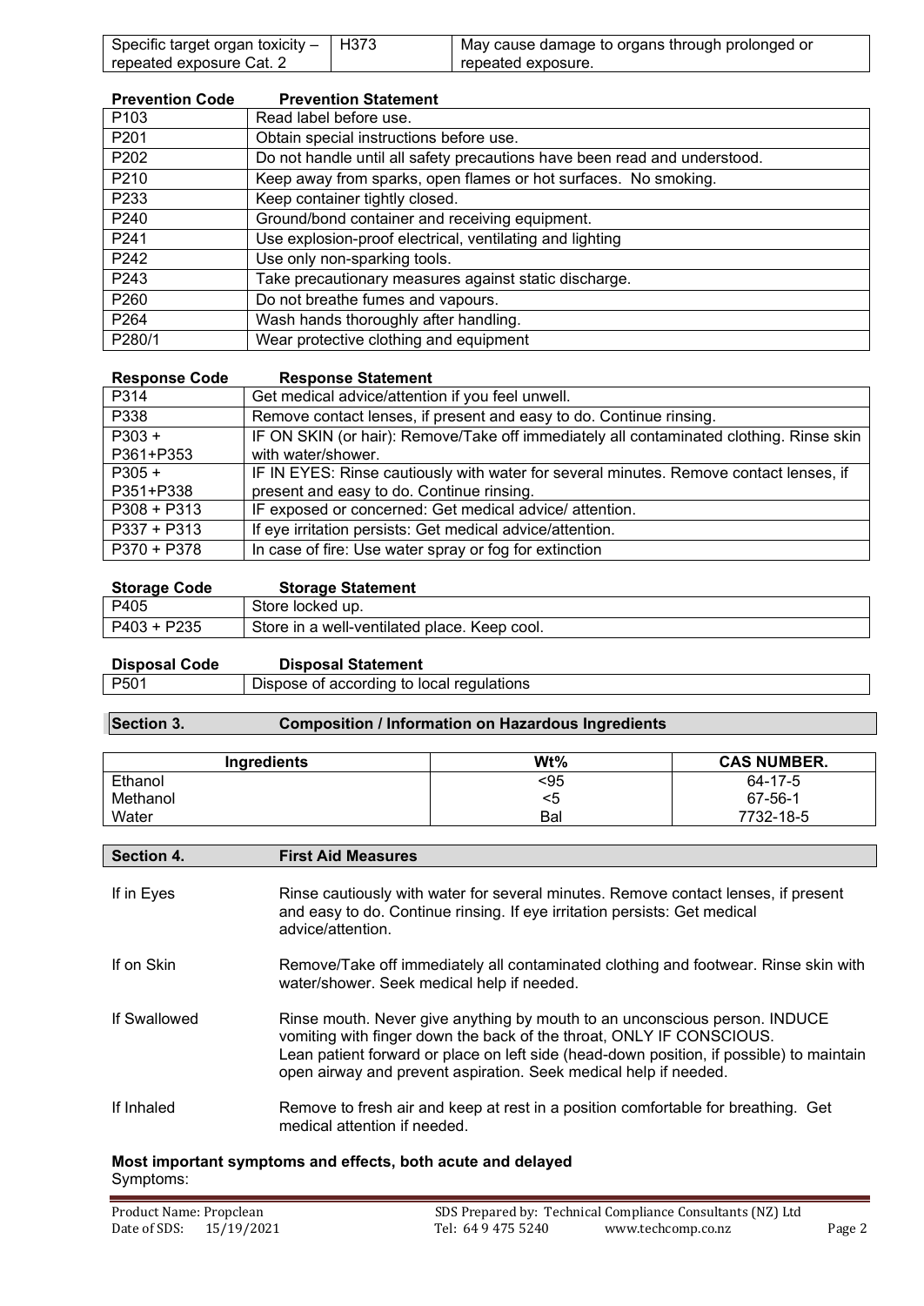| Specific target organ toxicity – repeated exposure Cat. 2 | H373 | May cause damage to organs through prolonged or repeated exposure. |
|---|---|---|

| Prevention Code | Prevention Statement |
|---|---|
| P103 | Read label before use. |
| P201 | Obtain special instructions before use. |
| P202 | Do not handle until all safety precautions have been read and understood. |
| P210 | Keep away from sparks, open flames or hot surfaces. No smoking. |
| P233 | Keep container tightly closed. |
| P240 | Ground/bond container and receiving equipment. |
| P241 | Use explosion-proof electrical, ventilating and lighting |
| P242 | Use only non-sparking tools. |
| P243 | Take precautionary measures against static discharge. |
| P260 | Do not breathe fumes and vapours. |
| P264 | Wash hands thoroughly after handling. |
| P280/1 | Wear protective clothing and equipment |

| Response Code | Response Statement |
|---|---|
| P314 | Get medical advice/attention if you feel unwell. |
| P338 | Remove contact lenses, if present and easy to do. Continue rinsing. |
| P303 + P361+P353 | IF ON SKIN (or hair): Remove/Take off immediately all contaminated clothing. Rinse skin with water/shower. |
| P305 + P351+P338 | IF IN EYES: Rinse cautiously with water for several minutes. Remove contact lenses, if present and easy to do. Continue rinsing. |
| P308 + P313 | IF exposed or concerned: Get medical advice/ attention. |
| P337 + P313 | If eye irritation persists: Get medical advice/attention. |
| P370 + P378 | In case of fire: Use water spray or fog for extinction |

| Storage Code | Storage Statement |
|---|---|
| P405 | Store locked up. |
| P403 + P235 | Store in a well-ventilated place. Keep cool. |

| Disposal Code | Disposal Statement |
|---|---|
| P501 | Dispose of according to local regulations |

## Section 3. Composition / Information on Hazardous Ingredients

| Ingredients | Wt% | CAS NUMBER. |
|---|---|---|
| Ethanol | <95 | 64-17-5 |
| Methanol | <5 | 67-56-1 |
| Water | Bal | 7732-18-5 |

## Section 4. First Aid Measures

**If in Eyes**
Rinse cautiously with water for several minutes. Remove contact lenses, if present and easy to do. Continue rinsing. If eye irritation persists: Get medical advice/attention.

**If on Skin**
Remove/Take off immediately all contaminated clothing and footwear. Rinse skin with water/shower. Seek medical help if needed.

**If Swallowed**
Rinse mouth. Never give anything by mouth to an unconscious person. INDUCE vomiting with finger down the back of the throat, ONLY IF CONSCIOUS. Lean patient forward or place on left side (head-down position, if possible) to maintain open airway and prevent aspiration. Seek medical help if needed.

**If Inhaled**
Remove to fresh air and keep at rest in a position comfortable for breathing. Get medical attention if needed.

**Most important symptoms and effects, both acute and delayed**

Symptoms: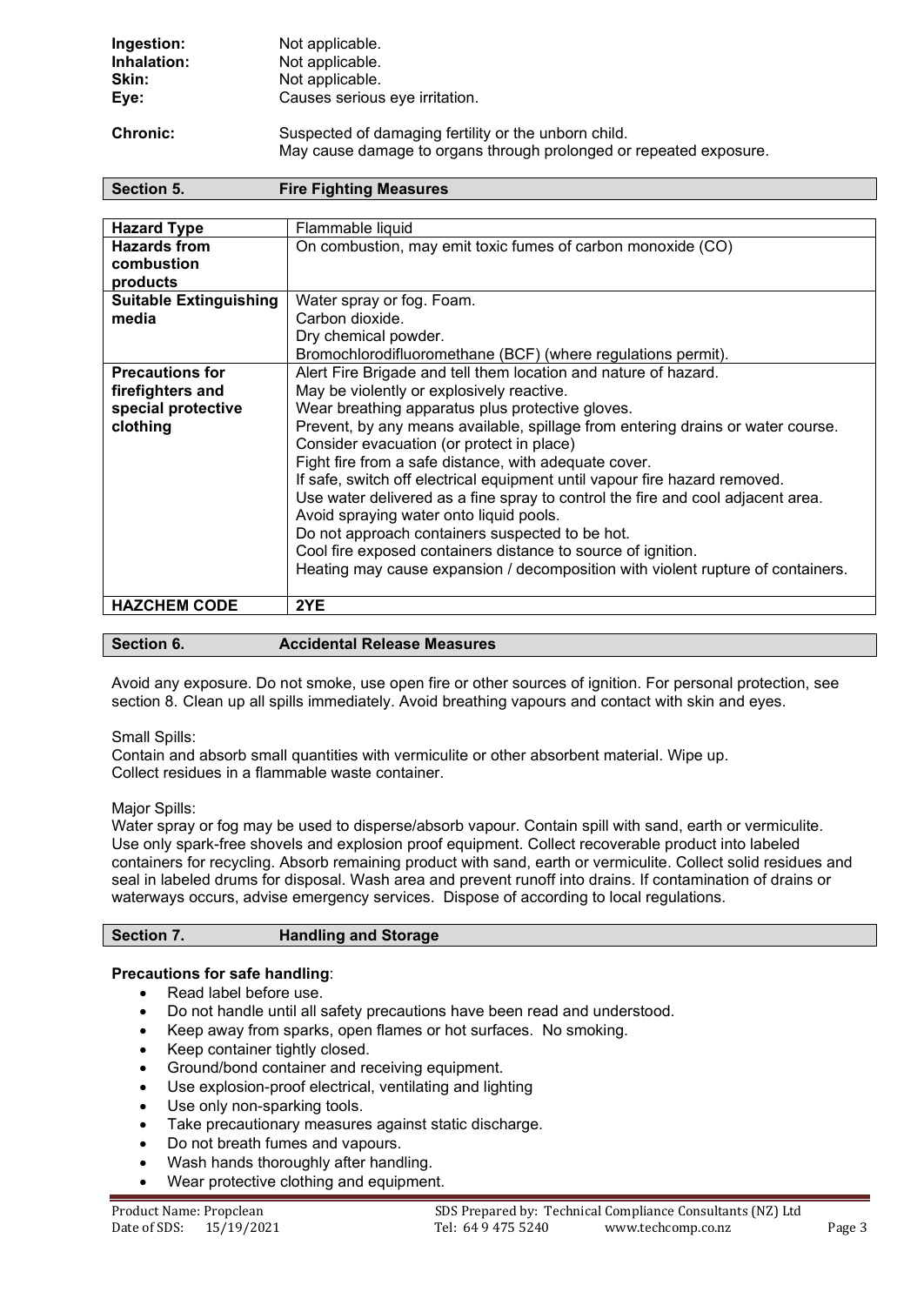| | |
|---|---|
| **Ingestion:** | Not applicable. |
| **Inhalation:** | Not applicable. |
| **Skin:** | Not applicable. |
| **Eye:** | Causes serious eye irritation. |
| **Chronic:** | Suspected of damaging fertility or the unborn child.<br>May cause damage to organs through prolonged or repeated exposure. |

## Section 5. Fire Fighting Measures

| | |
|---|---|
| **Hazard Type** | Flammable liquid |
| **Hazards from combustion products** | On combustion, may emit toxic fumes of carbon monoxide (CO) |
| **Suitable Extinguishing media** | Water spray or fog. Foam.<br>Carbon dioxide.<br>Dry chemical powder.<br>Bromochlorodifluoromethane (BCF) (where regulations permit). |
| **Precautions for firefighters and special protective clothing** | Alert Fire Brigade and tell them location and nature of hazard.<br>May be violently or explosively reactive.<br>Wear breathing apparatus plus protective gloves.<br>Prevent, by any means available, spillage from entering drains or water course.<br>Consider evacuation (or protect in place)<br>Fight fire from a safe distance, with adequate cover.<br>If safe, switch off electrical equipment until vapour fire hazard removed.<br>Use water delivered as a fine spray to control the fire and cool adjacent area.<br>Avoid spraying water onto liquid pools.<br>Do not approach containers suspected to be hot.<br>Cool fire exposed containers distance to source of ignition.<br>Heating may cause expansion / decomposition with violent rupture of containers. |
| **HAZCHEM CODE** | **2YE** |

## Section 6. Accidental Release Measures

Avoid any exposure. Do not smoke, use open fire or other sources of ignition. For personal protection, see section 8. Clean up all spills immediately. Avoid breathing vapours and contact with skin and eyes.

Small Spills:
Contain and absorb small quantities with vermiculite or other absorbent material. Wipe up.
Collect residues in a flammable waste container.

Major Spills:
Water spray or fog may be used to disperse/absorb vapour. Contain spill with sand, earth or vermiculite. Use only spark-free shovels and explosion proof equipment. Collect recoverable product into labeled containers for recycling. Absorb remaining product with sand, earth or vermiculite. Collect solid residues and seal in labeled drums for disposal. Wash area and prevent runoff into drains. If contamination of drains or waterways occurs, advise emergency services. Dispose of according to local regulations.

## Section 7. Handling and Storage

**Precautions for safe handling**:

- Read label before use.
- Do not handle until all safety precautions have been read and understood.
- Keep away from sparks, open flames or hot surfaces. No smoking.
- Keep container tightly closed.
- Ground/bond container and receiving equipment.
- Use explosion-proof electrical, ventilating and lighting
- Use only non-sparking tools.
- Take precautionary measures against static discharge.
- Do not breath fumes and vapours.
- Wash hands thoroughly after handling.
- Wear protective clothing and equipment.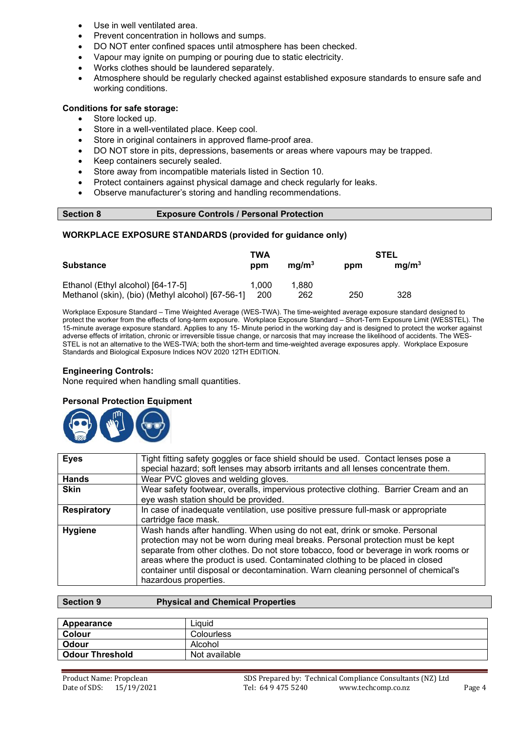- Use in well ventilated area.
- Prevent concentration in hollows and sumps.
- DO NOT enter confined spaces until atmosphere has been checked.
- Vapour may ignite on pumping or pouring due to static electricity.
- Works clothes should be laundered separately.
- Atmosphere should be regularly checked against established exposure standards to ensure safe and working conditions.

**Conditions for safe storage:**

- Store locked up.
- Store in a well-ventilated place. Keep cool.
- Store in original containers in approved flame-proof area.
- DO NOT store in pits, depressions, basements or areas where vapours may be trapped.
- Keep containers securely sealed.
- Store away from incompatible materials listed in Section 10.
- Protect containers against physical damage and check regularly for leaks.
- Observe manufacturer's storing and handling recommendations.

## Section 8 Exposure Controls / Personal Protection

### WORKPLACE EXPOSURE STANDARDS (provided for guidance only)

| Substance | TWA ppm | TWA mg/m³ | STEL ppm | STEL mg/m³ |
|---|---|---|---|---|
| Ethanol (Ethyl alcohol) [64-17-5] | 1,000 | 1,880 | | |
| Methanol (skin), (bio) (Methyl alcohol) [67-56-1] | 200 | 262 | 250 | 328 |

Workplace Exposure Standard – Time Weighted Average (WES-TWA). The time-weighted average exposure standard designed to protect the worker from the effects of long-term exposure. Workplace Exposure Standard – Short-Term Exposure Limit (WESSTEL). The 15-minute average exposure standard. Applies to any 15- Minute period in the working day and is designed to protect the worker against adverse effects of irritation, chronic or irreversible tissue change, or narcosis that may increase the likelihood of accidents. The WES-STEL is not an alternative to the WES-TWA; both the short-term and time-weighted average exposures apply. Workplace Exposure Standards and Biological Exposure Indices NOV 2020 12TH EDITION.

**Engineering Controls:**
None required when handling small quantities.

**Personal Protection Equipment**

| | |
|---|---|
| **Eyes** | Tight fitting safety goggles or face shield should be used. Contact lenses pose a special hazard; soft lenses may absorb irritants and all lenses concentrate them. |
| **Hands** | Wear PVC gloves and welding gloves. |
| **Skin** | Wear safety footwear, overalls, impervious protective clothing. Barrier Cream and an eye wash station should be provided. |
| **Respiratory** | In case of inadequate ventilation, use positive pressure full-mask or appropriate cartridge face mask. |
| **Hygiene** | Wash hands after handling. When using do not eat, drink or smoke. Personal protection may not be worn during meal breaks. Personal protection must be kept separate from other clothes. Do not store tobacco, food or beverage in work rooms or areas where the product is used. Contaminated clothing to be placed in closed container until disposal or decontamination. Warn cleaning personnel of chemical's hazardous properties. |

## Section 9 Physical and Chemical Properties

| | |
|---|---|
| **Appearance** | Liquid |
| **Colour** | Colourless |
| **Odour** | Alcohol |
| **Odour Threshold** | Not available |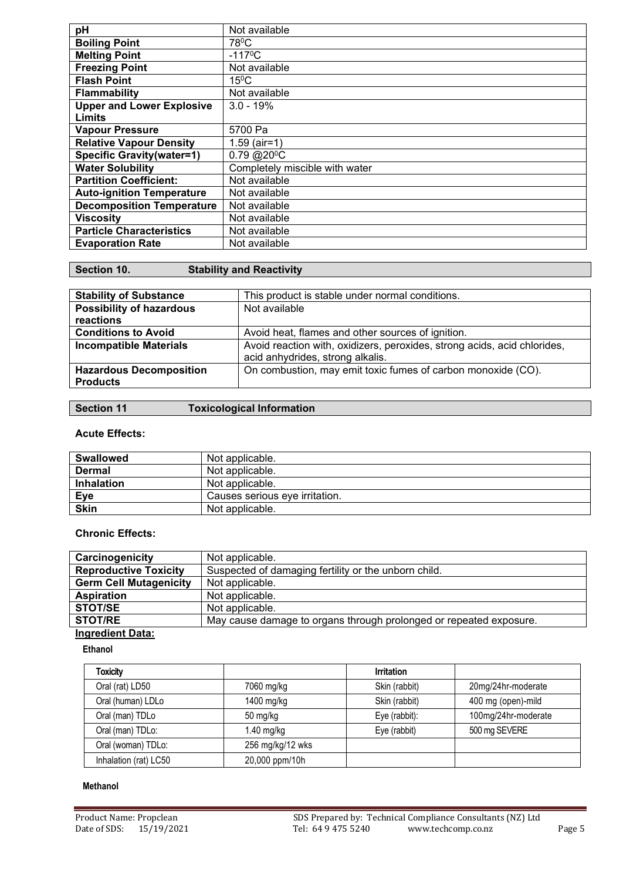| pH | Not available |
|---|---|
| **Boiling Point** | $78^0C$ |
| **Melting Point** | $-117^0C$ |
| **Freezing Point** | Not available |
| **Flash Point** | $15^0C$ |
| **Flammability** | Not available |
| **Upper and Lower Explosive Limits** | 3.0 - 19% |
| **Vapour Pressure** | 5700 Pa |
| **Relative Vapour Density** | 1.59 (air=1) |
| **Specific Gravity(water=1)** | 0.79 @$20^0C$ |
| **Water Solubility** | Completely miscible with water |
| **Partition Coefficient:** | Not available |
| **Auto-ignition Temperature** | Not available |
| **Decomposition Temperature** | Not available |
| **Viscosity** | Not available |
| **Particle Characteristics** | Not available |
| **Evaporation Rate** | Not available |

## Section 10. Stability and Reactivity

| **Stability of Substance** | This product is stable under normal conditions. |
|---|---|
| **Possibility of hazardous reactions** | Not available |
| **Conditions to Avoid** | Avoid heat, flames and other sources of ignition. |
| **Incompatible Materials** | Avoid reaction with, oxidizers, peroxides, strong acids, acid chlorides, acid anhydrides, strong alkalis. |
| **Hazardous Decomposition Products** | On combustion, may emit toxic fumes of carbon monoxide (CO). |

## Section 11 Toxicological Information

**Acute Effects:**

| **Swallowed** | Not applicable. |
|---|---|
| **Dermal** | Not applicable. |
| **Inhalation** | Not applicable. |
| **Eye** | Causes serious eye irritation. |
| **Skin** | Not applicable. |

**Chronic Effects:**

| **Carcinogenicity** | Not applicable. |
|---|---|
| **Reproductive Toxicity** | Suspected of damaging fertility or the unborn child. |
| **Germ Cell Mutagenicity** | Not applicable. |
| **Aspiration** | Not applicable. |
| **STOT/SE** | Not applicable. |
| **STOT/RE** | May cause damage to organs through prolonged or repeated exposure. |

**Ingredient Data:**

**Ethanol**

| **Toxicity** | | **Irritation** | |
|---|---|---|---|
| Oral (rat) LD50 | 7060 mg/kg | Skin (rabbit) | 20mg/24hr-moderate |
| Oral (human) LDLo | 1400 mg/kg | Skin (rabbit) | 400 mg (open)-mild |
| Oral (man) TDLo | 50 mg/kg | Eye (rabbit): | 100mg/24hr-moderate |
| Oral (man) TDLo: | 1.40 mg/kg | Eye (rabbit) | 500 mg SEVERE |
| Oral (woman) TDLo: | 256 mg/kg/12 wks | | |
| Inhalation (rat) LC50 | 20,000 ppm/10h | | |

**Methanol**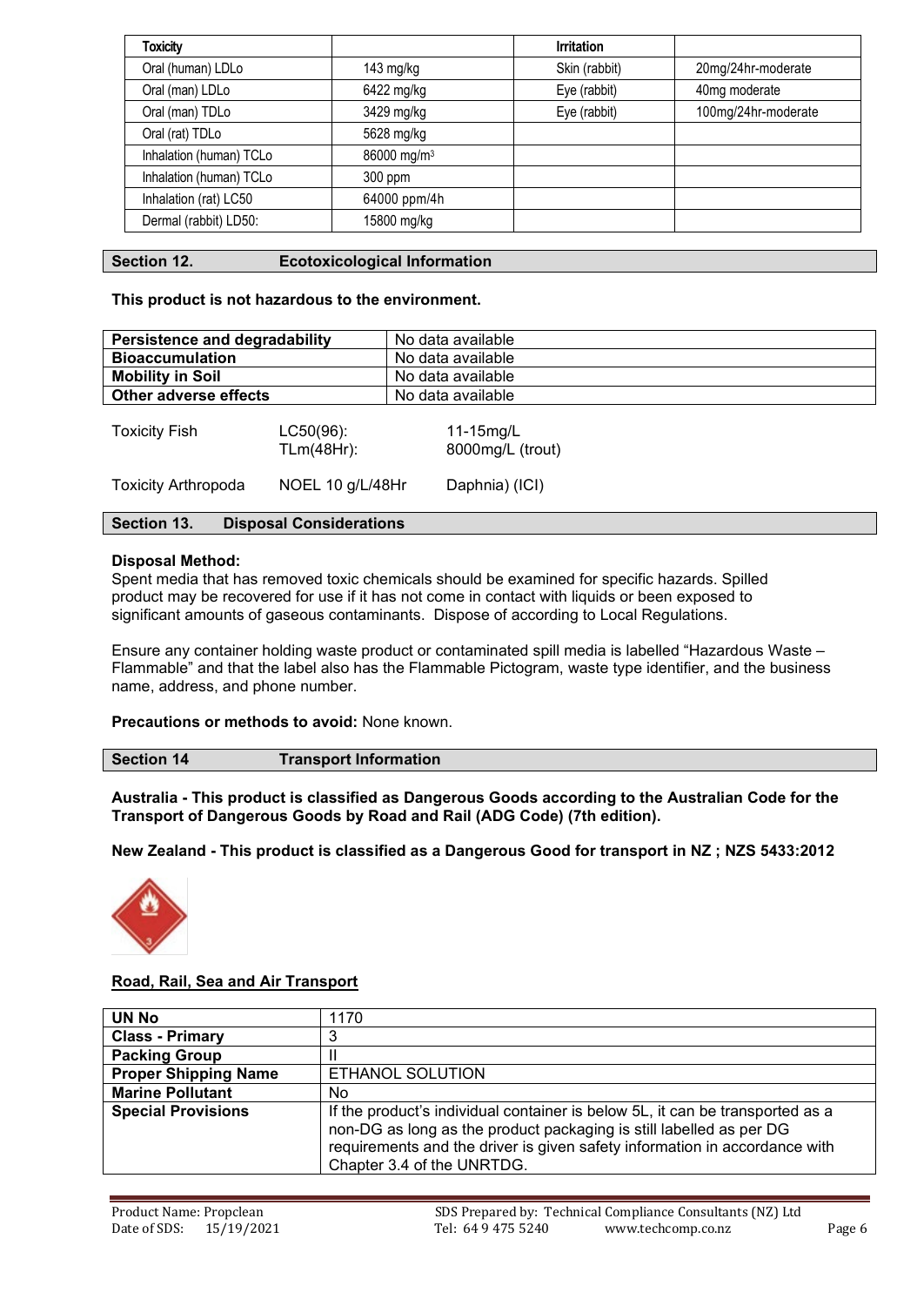| Toxicity | | Irritation | |
|---|---|---|---|
| Oral (human) LDLo | 143 mg/kg | Skin (rabbit) | 20mg/24hr-moderate |
| Oral (man) LDLo | 6422 mg/kg | Eye (rabbit) | 40mg moderate |
| Oral (man) TDLo | 3429 mg/kg | Eye (rabbit) | 100mg/24hr-moderate |
| Oral (rat) TDLo | 5628 mg/kg | | |
| Inhalation (human) TCLo | 86000 mg/m$^3$ | | |
| Inhalation (human) TCLo | 300 ppm | | |
| Inhalation (rat) LC50 | 64000 ppm/4h | | |
| Dermal (rabbit) LD50: | 15800 mg/kg | | |

## Section 12. Ecotoxicological Information

**This product is not hazardous to the environment.**

| | |
|---|---|
| **Persistence and degradability** | No data available |
| **Bioaccumulation** | No data available |
| **Mobility in Soil** | No data available |
| **Other adverse effects** | No data available |

| | | |
|---|---|---|
| Toxicity Fish | LC50(96):<br>TLm(48Hr): | 11-15mg/L<br>8000mg/L (trout) |
| Toxicity Arthropoda | NOEL 10 g/L/48Hr | Daphnia) (ICI) |

## Section 13. Disposal Considerations

**Disposal Method:**
Spent media that has removed toxic chemicals should be examined for specific hazards. Spilled product may be recovered for use if it has not come in contact with liquids or been exposed to significant amounts of gaseous contaminants. Dispose of according to Local Regulations.

Ensure any container holding waste product or contaminated spill media is labelled "Hazardous Waste – Flammable" and that the label also has the Flammable Pictogram, waste type identifier, and the business name, address, and phone number.

**Precautions or methods to avoid:** None known.

## Section 14 Transport Information

**Australia - This product is classified as Dangerous Goods according to the Australian Code for the Transport of Dangerous Goods by Road and Rail (ADG Code) (7th edition).**

**New Zealand - This product is classified as a Dangerous Good for transport in NZ ; NZS 5433:2012**

**Road, Rail, Sea and Air Transport**

| | |
|---|---|
| **UN No** | 1170 |
| **Class - Primary** | 3 |
| **Packing Group** | II |
| **Proper Shipping Name** | ETHANOL SOLUTION |
| **Marine Pollutant** | No |
| **Special Provisions** | If the product's individual container is below 5L, it can be transported as a non-DG as long as the product packaging is still labelled as per DG requirements and the driver is given safety information in accordance with Chapter 3.4 of the UNRTDG. |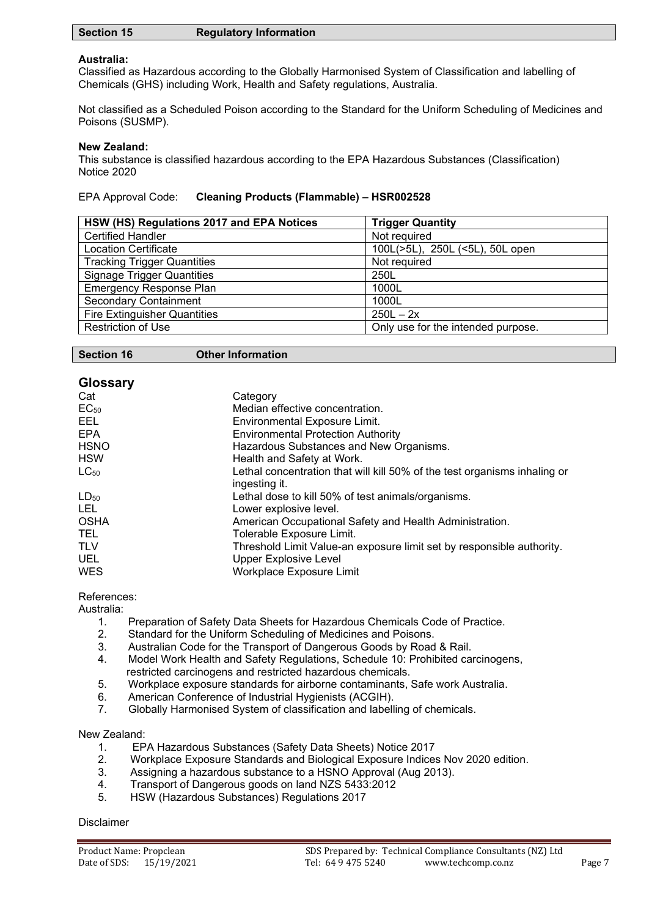## Section 15 Regulatory Information

**Australia:**
Classified as Hazardous according to the Globally Harmonised System of Classification and labelling of Chemicals (GHS) including Work, Health and Safety regulations, Australia.

Not classified as a Scheduled Poison according to the Standard for the Uniform Scheduling of Medicines and Poisons (SUSMP).

**New Zealand:**
This substance is classified hazardous according to the EPA Hazardous Substances (Classification) Notice 2020

EPA Approval Code: **Cleaning Products (Flammable) – HSR002528**

| HSW (HS) Regulations 2017 and EPA Notices | Trigger Quantity |
|---|---|
| Certified Handler | Not required |
| Location Certificate | 100L(>5L), 250L (<5L), 50L open |
| Tracking Trigger Quantities | Not required |
| Signage Trigger Quantities | 250L |
| Emergency Response Plan | 1000L |
| Secondary Containment | 1000L |
| Fire Extinguisher Quantities | 250L – 2x |
| Restriction of Use | Only use for the intended purpose. |

## Section 16 Other Information

### Glossary

| | |
|---|---|
| Cat | Category |
| $EC_{50}$ | Median effective concentration. |
| EEL | Environmental Exposure Limit. |
| EPA | Environmental Protection Authority |
| HSNO | Hazardous Substances and New Organisms. |
| HSW | Health and Safety at Work. |
| $LC_{50}$ | Lethal concentration that will kill 50% of the test organisms inhaling or ingesting it. |
| $LD_{50}$ | Lethal dose to kill 50% of test animals/organisms. |
| LEL | Lower explosive level. |
| OSHA | American Occupational Safety and Health Administration. |
| TEL | Tolerable Exposure Limit. |
| TLV | Threshold Limit Value-an exposure limit set by responsible authority. |
| UEL | Upper Explosive Level |
| WES | Workplace Exposure Limit |

References:

Australia:

1. Preparation of Safety Data Sheets for Hazardous Chemicals Code of Practice.
2. Standard for the Uniform Scheduling of Medicines and Poisons.
3. Australian Code for the Transport of Dangerous Goods by Road & Rail.
4. Model Work Health and Safety Regulations, Schedule 10: Prohibited carcinogens, restricted carcinogens and restricted hazardous chemicals.
5. Workplace exposure standards for airborne contaminants, Safe work Australia.
6. American Conference of Industrial Hygienists (ACGIH).
7. Globally Harmonised System of classification and labelling of chemicals.

New Zealand:

1. EPA Hazardous Substances (Safety Data Sheets) Notice 2017
2. Workplace Exposure Standards and Biological Exposure Indices Nov 2020 edition.
3. Assigning a hazardous substance to a HSNO Approval (Aug 2013).
4. Transport of Dangerous goods on land NZS 5433:2012
5. HSW (Hazardous Substances) Regulations 2017

Disclaimer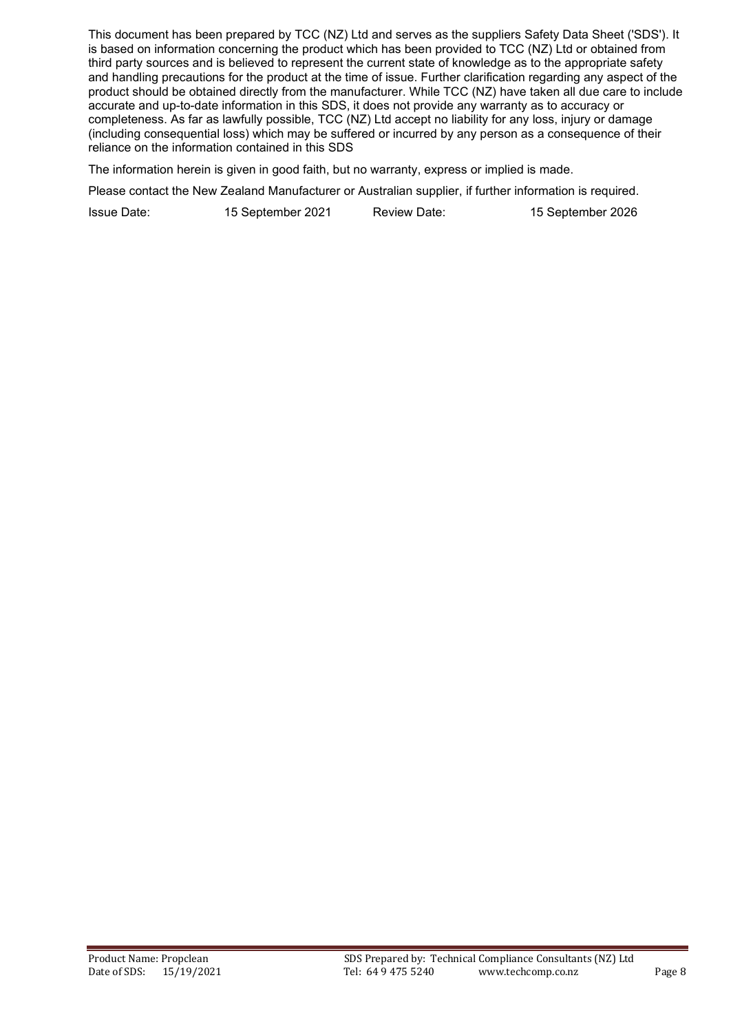This document has been prepared by TCC (NZ) Ltd and serves as the suppliers Safety Data Sheet ('SDS'). It is based on information concerning the product which has been provided to TCC (NZ) Ltd or obtained from third party sources and is believed to represent the current state of knowledge as to the appropriate safety and handling precautions for the product at the time of issue. Further clarification regarding any aspect of the product should be obtained directly from the manufacturer. While TCC (NZ) have taken all due care to include accurate and up-to-date information in this SDS, it does not provide any warranty as to accuracy or completeness. As far as lawfully possible, TCC (NZ) Ltd accept no liability for any loss, injury or damage (including consequential loss) which may be suffered or incurred by any person as a consequence of their reliance on the information contained in this SDS

The information herein is given in good faith, but no warranty, express or implied is made.

Please contact the New Zealand Manufacturer or Australian supplier, if further information is required.

| | | | |
|---|---|---|---|
| Issue Date: | 15 September 2021 | Review Date: | 15 September 2026 |